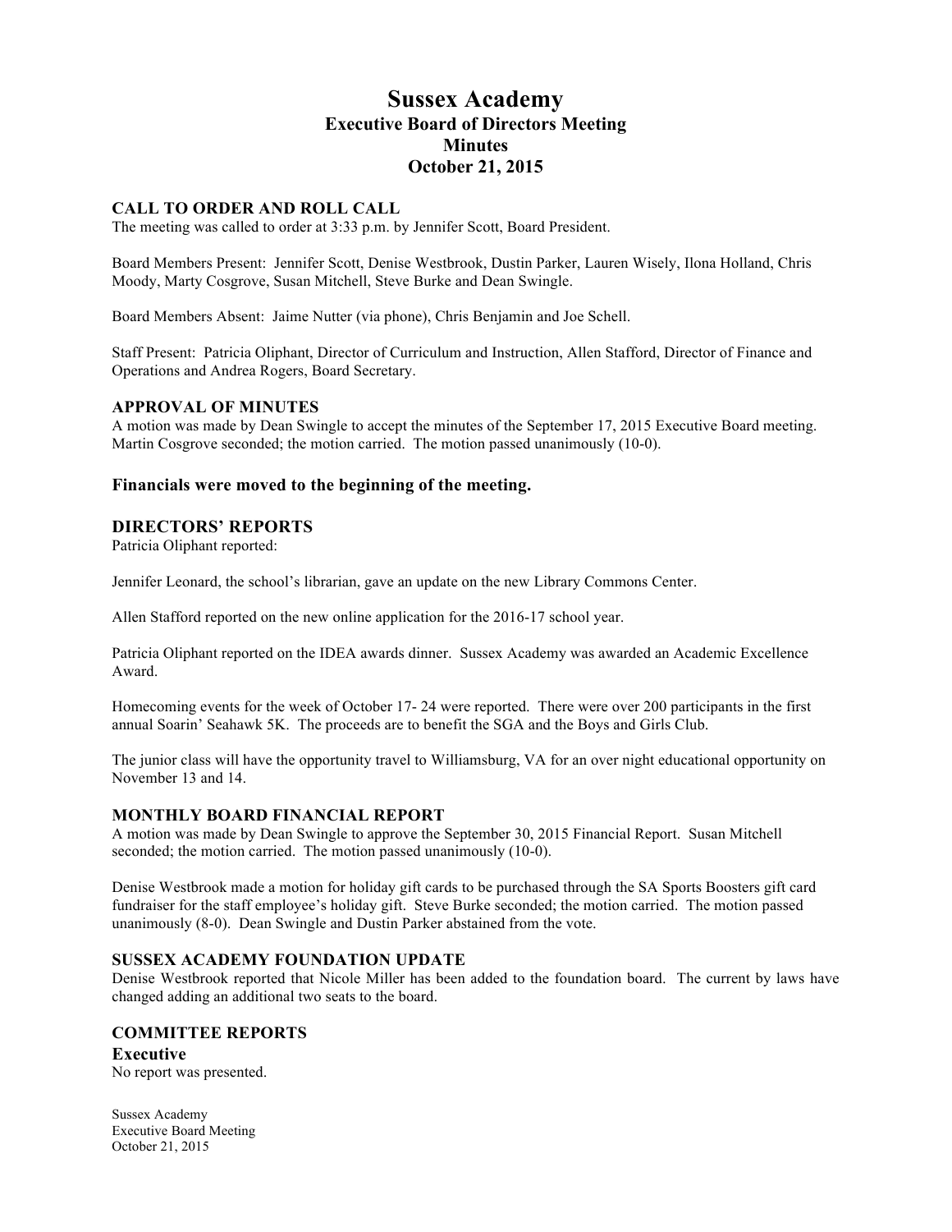# Sussex Academy
## Executive Board of Directors Meeting
## Minutes
## October 21, 2015

### CALL TO ORDER AND ROLL CALL

The meeting was called to order at 3:33 p.m. by Jennifer Scott, Board President.

Board Members Present: Jennifer Scott, Denise Westbrook, Dustin Parker, Lauren Wisely, Ilona Holland, Chris Moody, Marty Cosgrove, Susan Mitchell, Steve Burke and Dean Swingle.

Board Members Absent: Jaime Nutter (via phone), Chris Benjamin and Joe Schell.

Staff Present: Patricia Oliphant, Director of Curriculum and Instruction, Allen Stafford, Director of Finance and Operations and Andrea Rogers, Board Secretary.

### APPROVAL OF MINUTES

A motion was made by Dean Swingle to accept the minutes of the September 17, 2015 Executive Board meeting. Martin Cosgrove seconded; the motion carried. The motion passed unanimously (10-0).

### Financials were moved to the beginning of the meeting.

### DIRECTORS' REPORTS

Patricia Oliphant reported:

Jennifer Leonard, the school's librarian, gave an update on the new Library Commons Center.

Allen Stafford reported on the new online application for the 2016-17 school year.

Patricia Oliphant reported on the IDEA awards dinner. Sussex Academy was awarded an Academic Excellence Award.

Homecoming events for the week of October 17- 24 were reported. There were over 200 participants in the first annual Soarin' Seahawk 5K. The proceeds are to benefit the SGA and the Boys and Girls Club.

The junior class will have the opportunity travel to Williamsburg, VA for an over night educational opportunity on November 13 and 14.

### MONTHLY BOARD FINANCIAL REPORT

A motion was made by Dean Swingle to approve the September 30, 2015 Financial Report. Susan Mitchell seconded; the motion carried. The motion passed unanimously (10-0).

Denise Westbrook made a motion for holiday gift cards to be purchased through the SA Sports Boosters gift card fundraiser for the staff employee's holiday gift. Steve Burke seconded; the motion carried. The motion passed unanimously (8-0). Dean Swingle and Dustin Parker abstained from the vote.

### SUSSEX ACADEMY FOUNDATION UPDATE

Denise Westbrook reported that Nicole Miller has been added to the foundation board. The current by laws have changed adding an additional two seats to the board.

### COMMITTEE REPORTS

#### Executive

No report was presented.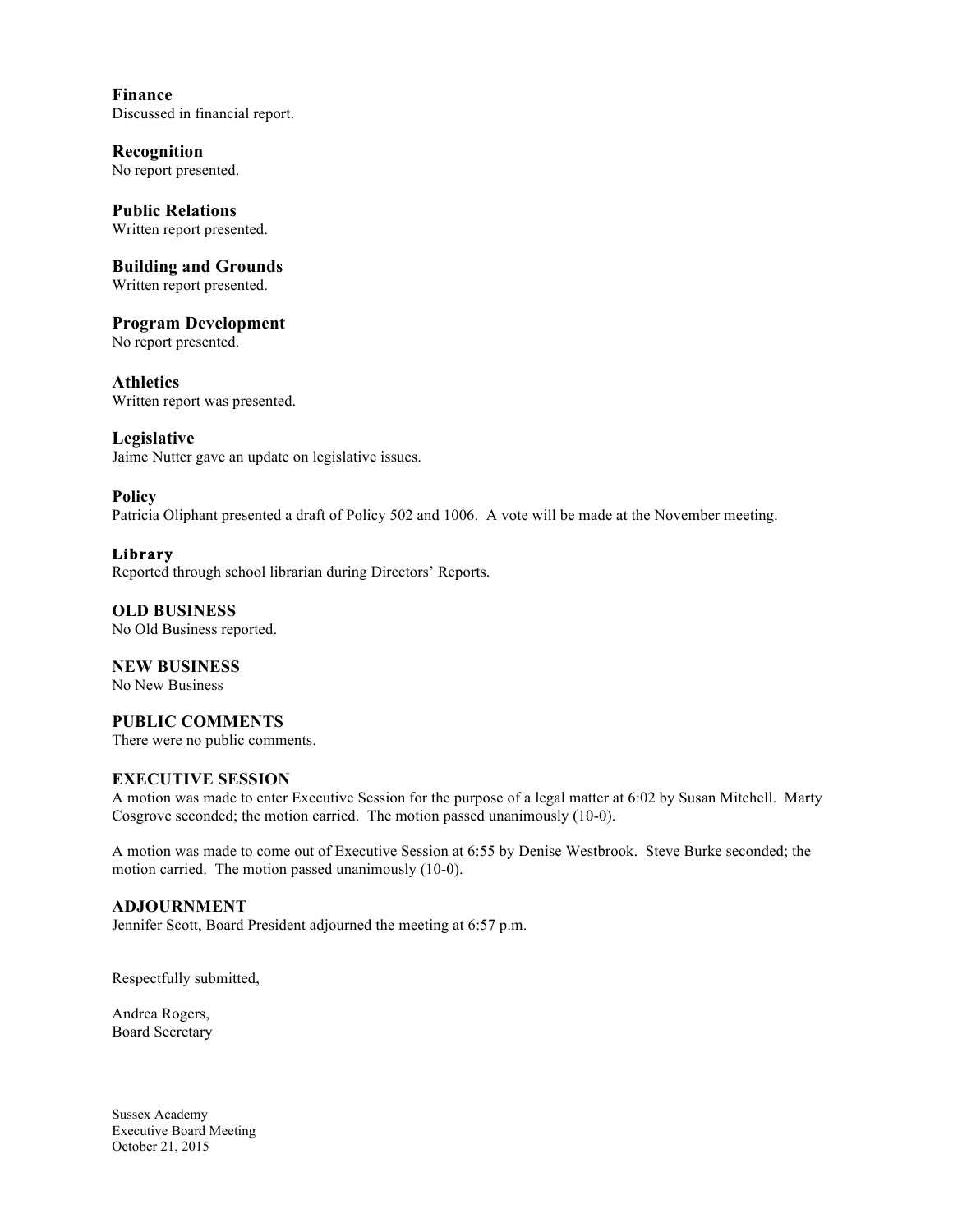**Finance**
Discussed in financial report.

**Recognition**
No report presented.

**Public Relations**
Written report presented.

**Building and Grounds**
Written report presented.

**Program Development**
No report presented.

**Athletics**
Written report was presented.

**Legislative**
Jaime Nutter gave an update on legislative issues.

**Policy**
Patricia Oliphant presented a draft of Policy 502 and 1006. A vote will be made at the November meeting.

**Library**
Reported through school librarian during Directors' Reports.

**OLD BUSINESS**
No Old Business reported.

**NEW BUSINESS**
No New Business

**PUBLIC COMMENTS**
There were no public comments.

**EXECUTIVE SESSION**
A motion was made to enter Executive Session for the purpose of a legal matter at 6:02 by Susan Mitchell. Marty Cosgrove seconded; the motion carried. The motion passed unanimously (10-0).

A motion was made to come out of Executive Session at 6:55 by Denise Westbrook. Steve Burke seconded; the motion carried. The motion passed unanimously (10-0).

**ADJOURNMENT**
Jennifer Scott, Board President adjourned the meeting at 6:57 p.m.

Respectfully submitted,

Andrea Rogers,
Board Secretary